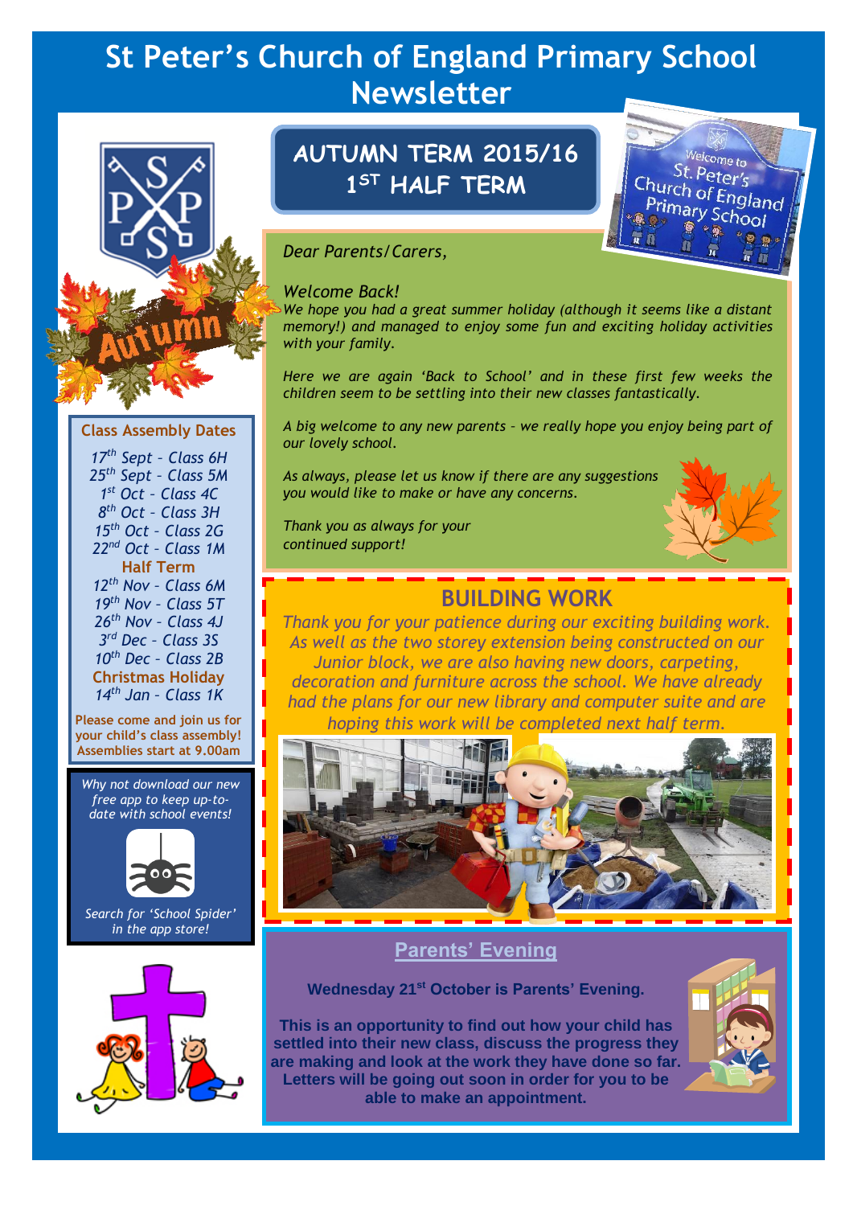# St Peter's Church of England Primary School Newsletter

## AUTUMN TERM 2015/16
## 1ST HALF TERM

*Dear Parents/Carers,*

*Welcome Back!*

*We hope you had a great summer holiday (although it seems like a distant memory!) and managed to enjoy some fun and exciting holiday activities with your family.*

*Here we are again 'Back to School' and in these first few weeks the children seem to be settling into their new classes fantastically.*

*A big welcome to any new parents - we really hope you enjoy being part of our lovely school.*

*As always, please let us know if there are any suggestions you would like to make or have any concerns.*

*Thank you as always for your continued support!*

## BUILDING WORK

*Thank you for your patience during our exciting building work. As well as the two storey extension being constructed on our Junior block, we are also having new doors, carpeting, decoration and furniture across the school. We have already had the plans for our new library and computer suite and are hoping this work will be completed next half term.*

## Parents' Evening

**Wednesday 21st October is Parents' Evening.**

**This is an opportunity to find out how your child has settled into their new class, discuss the progress they are making and look at the work they have done so far. Letters will be going out soon in order for you to be able to make an appointment.**

### Class Assembly Dates

*17th Sept - Class 6H*
*25th Sept - Class 5M*
*1st Oct - Class 4C*
*8th Oct - Class 3H*
*15th Oct - Class 2G*
*22nd Oct - Class 1M*

**Half Term**

*12th Nov - Class 6M*
*19th Nov - Class 5T*
*26th Nov - Class 4J*
*3rd Dec - Class 3S*
*10th Dec - Class 2B*

**Christmas Holiday**

*14th Jan - Class 1K*

**Please come and join us for your child's class assembly! Assemblies start at 9.00am**

*Why not download our new free app to keep up-to-date with school events!*

*Search for 'School Spider' in the app store!*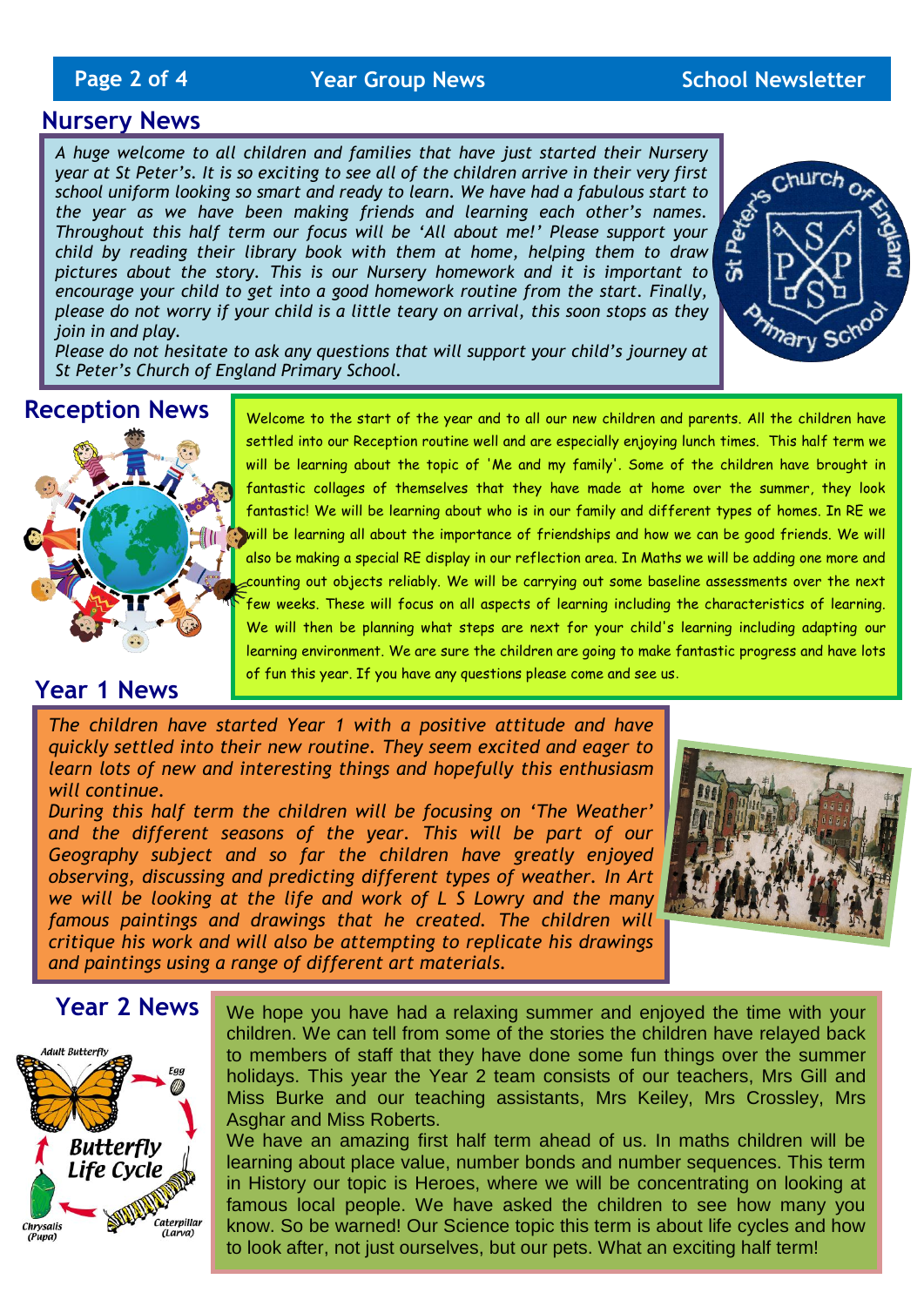## Nursery News

*A huge welcome to all children and families that have just started their Nursery year at St Peter's. It is so exciting to see all of the children arrive in their very first school uniform looking so smart and ready to learn. We have had a fabulous start to the year as we have been making friends and learning each other's names. Throughout this half term our focus will be 'All about me!' Please support your child by reading their library book with them at home, helping them to draw pictures about the story. This is our Nursery homework and it is important to encourage your child to get into a good homework routine from the start. Finally, please do not worry if your child is a little teary on arrival, this soon stops as they join in and play.*

*Please do not hesitate to ask any questions that will support your child's journey at St Peter's Church of England Primary School.*

## Reception News

Welcome to the start of the year and to all our new children and parents. All the children have settled into our Reception routine well and are especially enjoying lunch times. This half term we will be learning about the topic of 'Me and my family'. Some of the children have brought in fantastic collages of themselves that they have made at home over the summer, they look fantastic! We will be learning about who is in our family and different types of homes. In RE we will be learning all about the importance of friendships and how we can be good friends. We will also be making a special RE display in our reflection area. In Maths we will be adding one more and counting out objects reliably. We will be carrying out some baseline assessments over the next few weeks. These will focus on all aspects of learning including the characteristics of learning. We will then be planning what steps are next for your child's learning including adapting our learning environment. We are sure the children are going to make fantastic progress and have lots of fun this year. If you have any questions please come and see us.

## Year 1 News

*The children have started Year 1 with a positive attitude and have quickly settled into their new routine. They seem excited and eager to learn lots of new and interesting things and hopefully this enthusiasm will continue.*

*During this half term the children will be focusing on 'The Weather' and the different seasons of the year. This will be part of our Geography subject and so far the children have greatly enjoyed observing, discussing and predicting different types of weather. In Art we will be looking at the life and work of L S Lowry and the many famous paintings and drawings that he created. The children will critique his work and will also be attempting to replicate his drawings and paintings using a range of different art materials.*

## Year 2 News

We hope you have had a relaxing summer and enjoyed the time with your children. We can tell from some of the stories the children have relayed back to members of staff that they have done some fun things over the summer holidays. This year the Year 2 team consists of our teachers, Mrs Gill and Miss Burke and our teaching assistants, Mrs Keiley, Mrs Crossley, Mrs Asghar and Miss Roberts.

We have an amazing first half term ahead of us. In maths children will be learning about place value, number bonds and number sequences. This term in History our topic is Heroes, where we will be concentrating on looking at famous local people. We have asked the children to see how many you know. So be warned! Our Science topic this term is about life cycles and how to look after, not just ourselves, but our pets. What an exciting half term!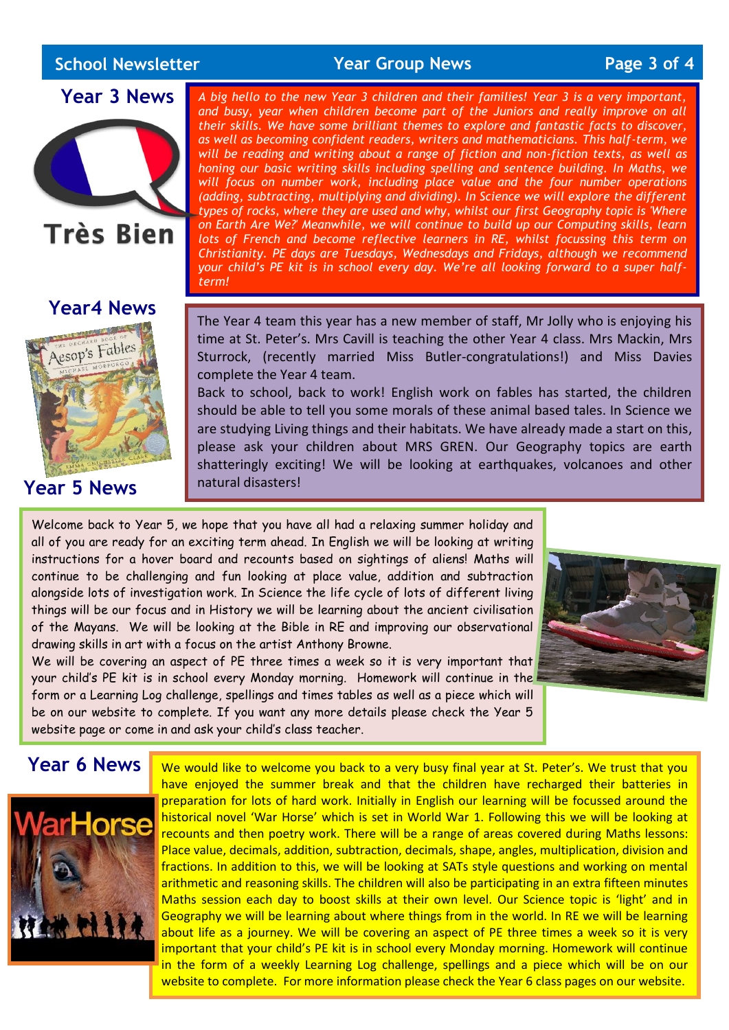## Year 3 News

*A big hello to the new Year 3 children and their families! Year 3 is a very important, and busy, year when children become part of the Juniors and really improve on all their skills. We have some brilliant themes to explore and fantastic facts to discover, as well as becoming confident readers, writers and mathematicians. This half-term, we will be reading and writing about a range of fiction and non-fiction texts, as well as honing our basic writing skills including spelling and sentence building. In Maths, we will focus on number work, including place value and the four number operations (adding, subtracting, multiplying and dividing). In Science we will explore the different types of rocks, where they are used and why, whilst our first Geography topic is 'Where on Earth Are We?' Meanwhile, we will continue to build up our Computing skills, learn lots of French and become reflective learners in RE, whilst focussing this term on Christianity. PE days are Tuesdays, Wednesdays and Fridays, although we recommend your child's PE kit is in school every day. We're all looking forward to a super half-term!*

## Year4 News

The Year 4 team this year has a new member of staff, Mr Jolly who is enjoying his time at St. Peter's. Mrs Cavill is teaching the other Year 4 class. Mrs Mackin, Mrs Sturrock, (recently married Miss Butler-congratulations!) and Miss Davies complete the Year 4 team.

Back to school, back to work! English work on fables has started, the children should be able to tell you some morals of these animal based tales. In Science we are studying Living things and their habitats. We have already made a start on this, please ask your children about MRS GREN. Our Geography topics are earth shatteringly exciting! We will be looking at earthquakes, volcanoes and other natural disasters!

## Year 5 News

Welcome back to Year 5, we hope that you have all had a relaxing summer holiday and all of you are ready for an exciting term ahead. In English we will be looking at writing instructions for a hover board and recounts based on sightings of aliens! Maths will continue to be challenging and fun looking at place value, addition and subtraction alongside lots of investigation work. In Science the life cycle of lots of different living things will be our focus and in History we will be learning about the ancient civilisation of the Mayans. We will be looking at the Bible in RE and improving our observational drawing skills in art with a focus on the artist Anthony Browne.

We will be covering an aspect of PE three times a week so it is very important that your child's PE kit is in school every Monday morning. Homework will continue in the form or a Learning Log challenge, spellings and times tables as well as a piece which will be on our website to complete. If you want any more details please check the Year 5 website page or come in and ask your child's class teacher.

## Year 6 News

We would like to welcome you back to a very busy final year at St. Peter's. We trust that you have enjoyed the summer break and that the children have recharged their batteries in preparation for lots of hard work. Initially in English our learning will be focussed around the historical novel 'War Horse' which is set in World War 1. Following this we will be looking at recounts and then poetry work. There will be a range of areas covered during Maths lessons: Place value, decimals, addition, subtraction, decimals, shape, angles, multiplication, division and fractions. In addition to this, we will be looking at SATs style questions and working on mental arithmetic and reasoning skills. The children will also be participating in an extra fifteen minutes Maths session each day to boost skills at their own level. Our Science topic is 'light' and in Geography we will be learning about where things from in the world. In RE we will be learning about life as a journey. We will be covering an aspect of PE three times a week so it is very important that your child's PE kit is in school every Monday morning. Homework will continue in the form of a weekly Learning Log challenge, spellings and a piece which will be on our website to complete. For more information please check the Year 6 class pages on our website.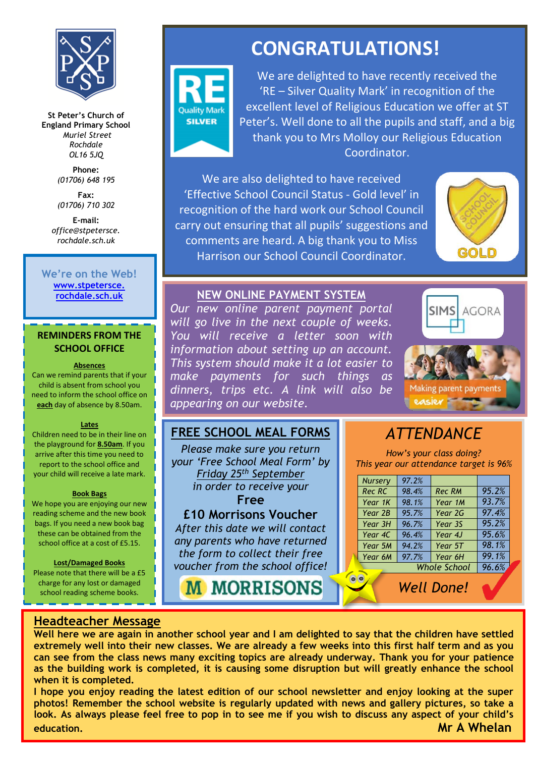St Peter's Church of England Primary School
*Muriel Street*
*Rochdale*
*OL16 5JQ*

**Phone:**
*(01706) 648 195*

**Fax:**
*(01706) 710 302*

**E-mail:**
*office@stpetersce.rochdale.sch.uk*

We're on the Web!
www.stpetersce.rochdale.sch.uk

## REMINDERS FROM THE SCHOOL OFFICE

**Absences**
Can we remind parents that if your child is absent from school you need to inform the school office on **each** day of absence by 8.50am.

**Lates**
Children need to be in their line on the playground for **8.50am**. If you arrive after this time you need to report to the school office and your child will receive a late mark.

**Book Bags**
We hope you are enjoying our new reading scheme and the new book bags. If you need a new book bag these can be obtained from the school office at a cost of £5.15.

**Lost/Damaged Books**
Please note that there will be a £5 charge for any lost or damaged school reading scheme books.

# CONGRATULATIONS!

We are delighted to have recently received the 'RE – Silver Quality Mark' in recognition of the excellent level of Religious Education we offer at ST Peter's. Well done to all the pupils and staff, and a big thank you to Mrs Molloy our Religious Education Coordinator.

We are also delighted to have received 'Effective School Council Status - Gold level' in recognition of the hard work our School Council carry out ensuring that all pupils' suggestions and comments are heard. A big thank you to Miss Harrison our School Council Coordinator.

## NEW ONLINE PAYMENT SYSTEM

*Our new online parent payment portal will go live in the next couple of weeks. You will receive a letter soon with information about setting up an account. This system should make it a lot easier to make payments for such things as dinners, trips etc. A link will also be appearing on our website.*

## FREE SCHOOL MEAL FORMS

*Please make sure you return your 'Free School Meal Form' by Friday 25th September in order to receive your*
**Free**
**£10 Morrisons Voucher**
*After this date we will contact any parents who have returned the form to collect their free voucher from the school office!*

## *ATTENDANCE*

*How's your class doing?*
*This year our attendance target is 96%*

| | | | |
|---|---|---|---|
| Nursery | 97.2% | | |
| Rec RC | 98.4% | Rec RM | 95.2% |
| Year 1K | 98.1% | Year 1M | 93.7% |
| Year 2B | 95.7% | Year 2G | 97.4% |
| Year 3H | 96.7% | Year 3S | 95.2% |
| Year 4C | 96.4% | Year 4J | 95.6% |
| Year 5M | 94.2% | Year 5T | 98.1% |
| Year 6M | 97.7% | Year 6H | 99.1% |
| | | Whole School | 96.6% |

*Well Done!*

## Headteacher Message

**Well here we are again in another school year and I am delighted to say that the children have settled extremely well into their new classes. We are already a few weeks into this first half term and as you can see from the class news many exciting topics are already underway. Thank you for your patience as the building work is completed, it is causing some disruption but will greatly enhance the school when it is completed.**

**I hope you enjoy reading the latest edition of our school newsletter and enjoy looking at the super photos! Remember the school website is regularly updated with news and gallery pictures, so take a look. As always please feel free to pop in to see me if you wish to discuss any aspect of your child's education.**

**Mr A Whelan**